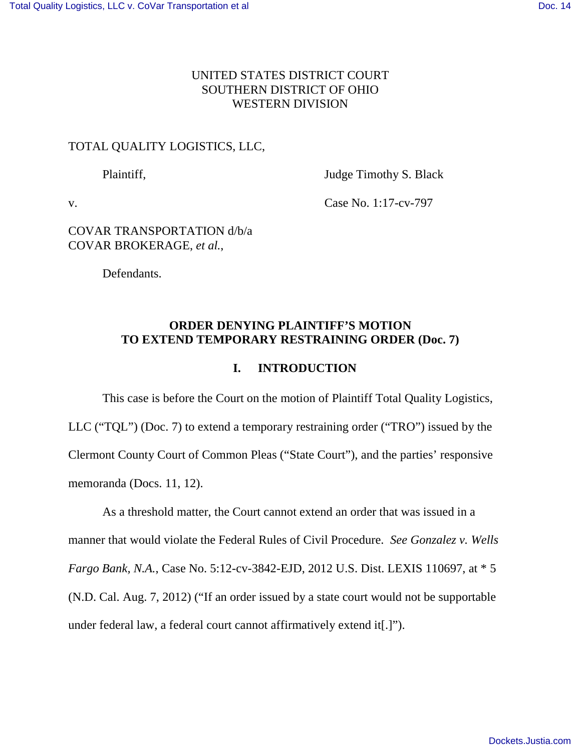UNITED STATES DISTRICT COURT
SOUTHERN DISTRICT OF OHIO
WESTERN DIVISION

TOTAL QUALITY LOGISTICS, LLC,

Plaintiff,

v.

COVAR TRANSPORTATION d/b/a COVAR BROKERAGE, *et al.*,

Defendants.

Judge Timothy S. Black

Case No. 1:17-cv-797

**ORDER DENYING PLAINTIFF'S MOTION TO EXTEND TEMPORARY RESTRAINING ORDER (Doc. 7)**

## I. INTRODUCTION

This case is before the Court on the motion of Plaintiff Total Quality Logistics, LLC ("TQL") (Doc. 7) to extend a temporary restraining order ("TRO") issued by the Clermont County Court of Common Pleas ("State Court"), and the parties' responsive memoranda (Docs. 11, 12).

As a threshold matter, the Court cannot extend an order that was issued in a manner that would violate the Federal Rules of Civil Procedure. *See Gonzalez v. Wells Fargo Bank*, *N.A.*, Case No. 5:12-cv-3842-EJD, 2012 U.S. Dist. LEXIS 110697, at * 5 (N.D. Cal. Aug. 7, 2012) ("If an order issued by a state court would not be supportable under federal law, a federal court cannot affirmatively extend it[.]").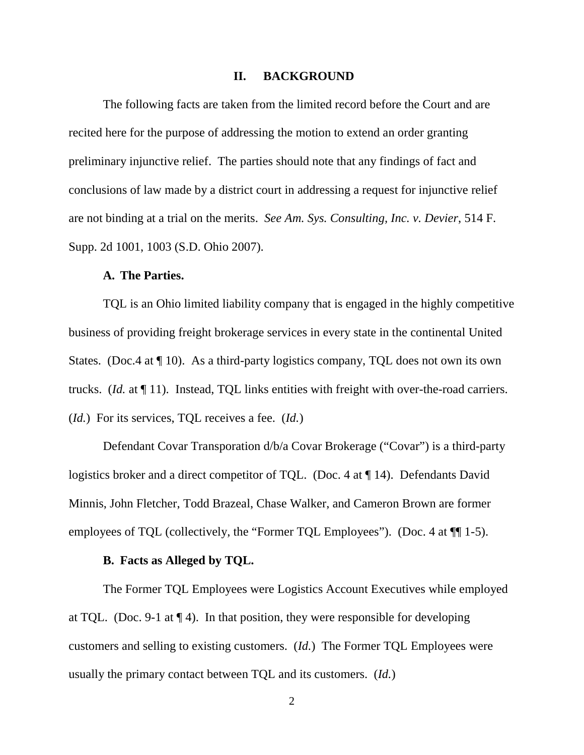## II. BACKGROUND

The following facts are taken from the limited record before the Court and are recited here for the purpose of addressing the motion to extend an order granting preliminary injunctive relief. The parties should note that any findings of fact and conclusions of law made by a district court in addressing a request for injunctive relief are not binding at a trial on the merits. *See Am. Sys. Consulting, Inc. v. Devier*, 514 F. Supp. 2d 1001, 1003 (S.D. Ohio 2007).

### A. The Parties.

TQL is an Ohio limited liability company that is engaged in the highly competitive business of providing freight brokerage services in every state in the continental United States. (Doc.4 at ¶ 10). As a third-party logistics company, TQL does not own its own trucks. (*Id.* at ¶ 11). Instead, TQL links entities with freight with over-the-road carriers. (*Id.*) For its services, TQL receives a fee. (*Id.*)

Defendant Covar Transporation d/b/a Covar Brokerage ("Covar") is a third-party logistics broker and a direct competitor of TQL. (Doc. 4 at ¶ 14). Defendants David Minnis, John Fletcher, Todd Brazeal, Chase Walker, and Cameron Brown are former employees of TQL (collectively, the "Former TQL Employees"). (Doc. 4 at ¶¶ 1-5).

### B. Facts as Alleged by TQL.

The Former TQL Employees were Logistics Account Executives while employed at TQL. (Doc. 9-1 at ¶ 4). In that position, they were responsible for developing customers and selling to existing customers. (*Id.*) The Former TQL Employees were usually the primary contact between TQL and its customers. (*Id.*)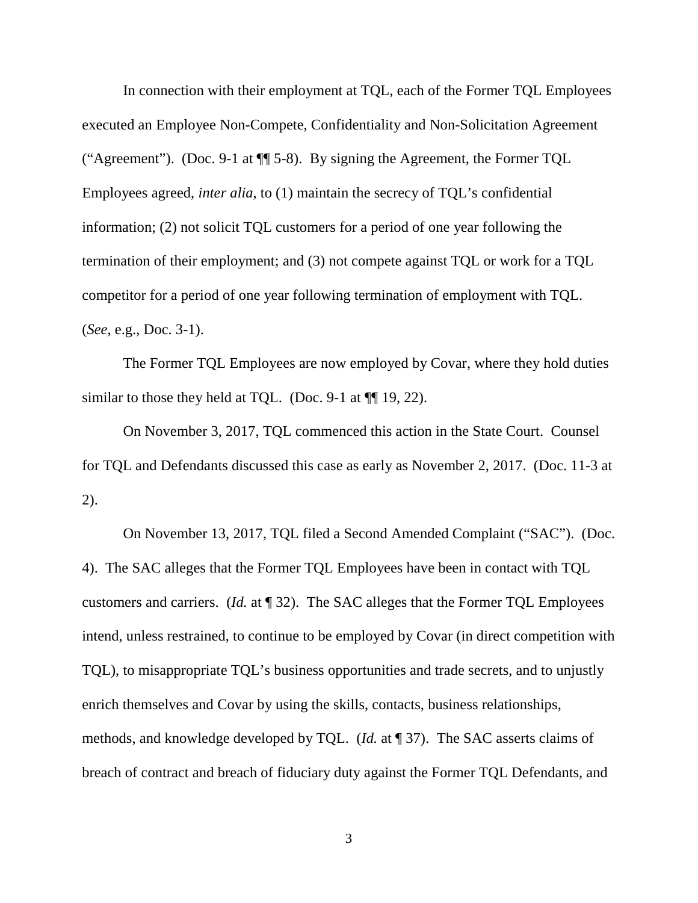In connection with their employment at TQL, each of the Former TQL Employees executed an Employee Non-Compete, Confidentiality and Non-Solicitation Agreement ("Agreement"). (Doc. 9-1 at ¶¶ 5-8). By signing the Agreement, the Former TQL Employees agreed, *inter alia*, to (1) maintain the secrecy of TQL's confidential information; (2) not solicit TQL customers for a period of one year following the termination of their employment; and (3) not compete against TQL or work for a TQL competitor for a period of one year following termination of employment with TQL. (*See*, e.g., Doc. 3-1).

The Former TQL Employees are now employed by Covar, where they hold duties similar to those they held at TQL. (Doc. 9-1 at ¶¶ 19, 22).

On November 3, 2017, TQL commenced this action in the State Court. Counsel for TQL and Defendants discussed this case as early as November 2, 2017. (Doc. 11-3 at 2).

On November 13, 2017, TQL filed a Second Amended Complaint ("SAC"). (Doc. 4). The SAC alleges that the Former TQL Employees have been in contact with TQL customers and carriers. (*Id.* at ¶ 32). The SAC alleges that the Former TQL Employees intend, unless restrained, to continue to be employed by Covar (in direct competition with TQL), to misappropriate TQL's business opportunities and trade secrets, and to unjustly enrich themselves and Covar by using the skills, contacts, business relationships, methods, and knowledge developed by TQL. (*Id.* at ¶ 37). The SAC asserts claims of breach of contract and breach of fiduciary duty against the Former TQL Defendants, and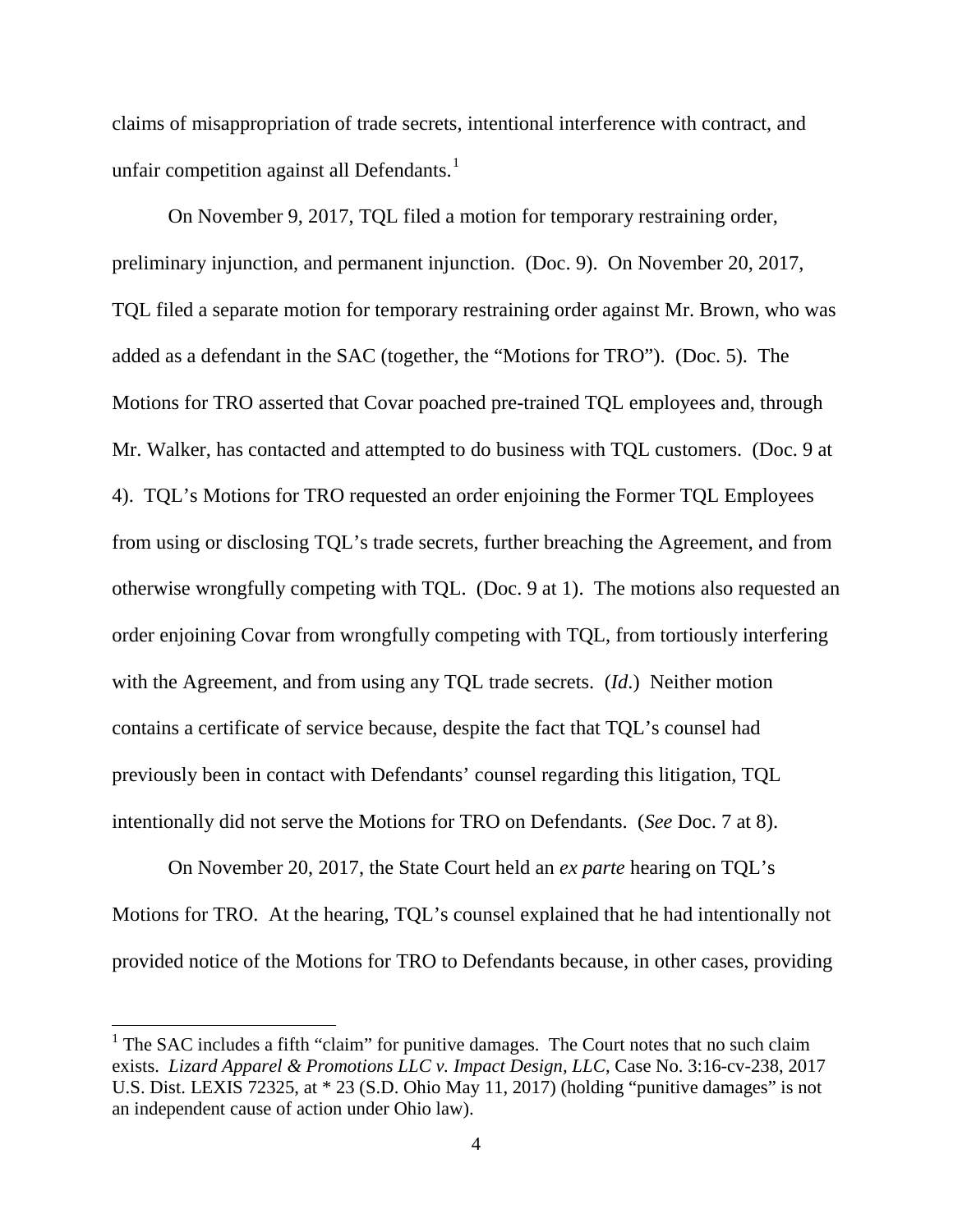claims of misappropriation of trade secrets, intentional interference with contract, and unfair competition against all Defendants.[1]

On November 9, 2017, TQL filed a motion for temporary restraining order, preliminary injunction, and permanent injunction. (Doc. 9). On November 20, 2017, TQL filed a separate motion for temporary restraining order against Mr. Brown, who was added as a defendant in the SAC (together, the "Motions for TRO"). (Doc. 5). The Motions for TRO asserted that Covar poached pre-trained TQL employees and, through Mr. Walker, has contacted and attempted to do business with TQL customers. (Doc. 9 at 4). TQL's Motions for TRO requested an order enjoining the Former TQL Employees from using or disclosing TQL's trade secrets, further breaching the Agreement, and from otherwise wrongfully competing with TQL. (Doc. 9 at 1). The motions also requested an order enjoining Covar from wrongfully competing with TQL, from tortiously interfering with the Agreement, and from using any TQL trade secrets. (*Id*.) Neither motion contains a certificate of service because, despite the fact that TQL's counsel had previously been in contact with Defendants' counsel regarding this litigation, TQL intentionally did not serve the Motions for TRO on Defendants. (*See* Doc. 7 at 8).

On November 20, 2017, the State Court held an *ex parte* hearing on TQL's Motions for TRO. At the hearing, TQL's counsel explained that he had intentionally not provided notice of the Motions for TRO to Defendants because, in other cases, providing

[1] The SAC includes a fifth "claim" for punitive damages. The Court notes that no such claim exists. *Lizard Apparel & Promotions LLC v. Impact Design, LLC*, Case No. 3:16-cv-238, 2017 U.S. Dist. LEXIS 72325, at * 23 (S.D. Ohio May 11, 2017) (holding "punitive damages" is not an independent cause of action under Ohio law).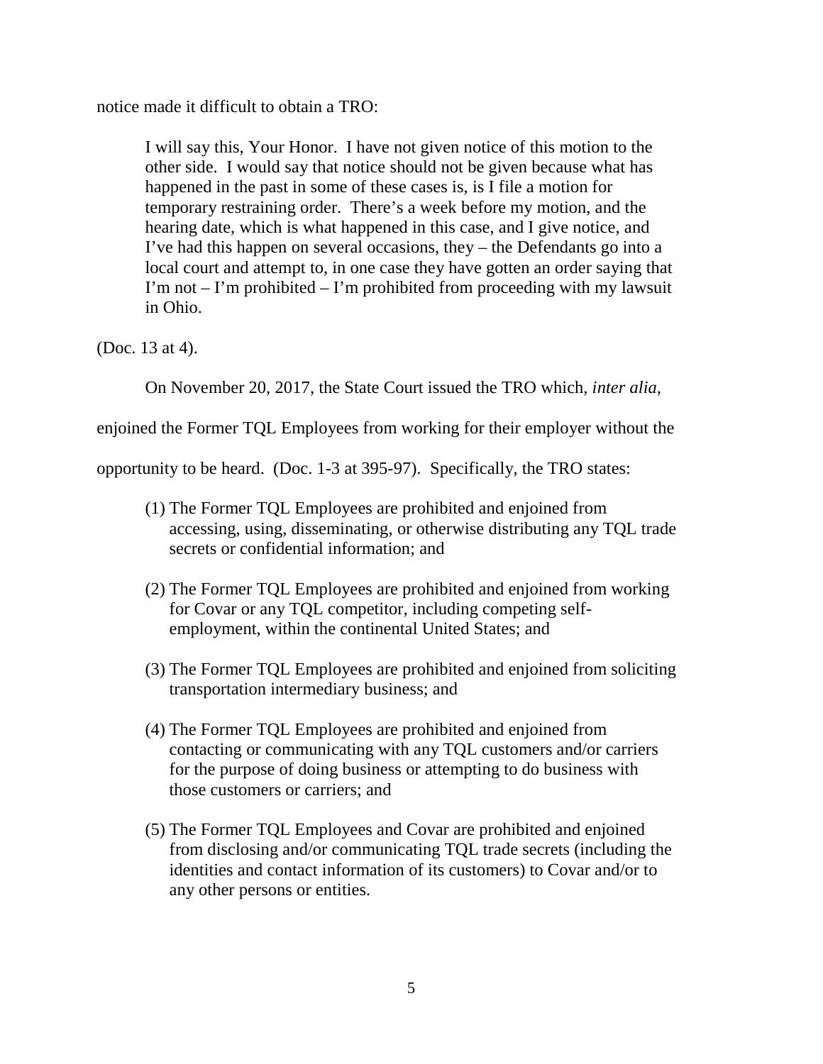notice made it difficult to obtain a TRO:

> I will say this, Your Honor. I have not given notice of this motion to the other side. I would say that notice should not be given because what has happened in the past in some of these cases is, is I file a motion for temporary restraining order. There's a week before my motion, and the hearing date, which is what happened in this case, and I give notice, and I've had this happen on several occasions, they – the Defendants go into a local court and attempt to, in one case they have gotten an order saying that I'm not – I'm prohibited – I'm prohibited from proceeding with my lawsuit in Ohio.

(Doc. 13 at 4).

On November 20, 2017, the State Court issued the TRO which, *inter alia*, enjoined the Former TQL Employees from working for their employer without the opportunity to be heard. (Doc. 1-3 at 395-97). Specifically, the TRO states:

> (1) The Former TQL Employees are prohibited and enjoined from accessing, using, disseminating, or otherwise distributing any TQL trade secrets or confidential information; and
>
> (2) The Former TQL Employees are prohibited and enjoined from working for Covar or any TQL competitor, including competing self-employment, within the continental United States; and
>
> (3) The Former TQL Employees are prohibited and enjoined from soliciting transportation intermediary business; and
>
> (4) The Former TQL Employees are prohibited and enjoined from contacting or communicating with any TQL customers and/or carriers for the purpose of doing business or attempting to do business with those customers or carriers; and
>
> (5) The Former TQL Employees and Covar are prohibited and enjoined from disclosing and/or communicating TQL trade secrets (including the identities and contact information of its customers) to Covar and/or to any other persons or entities.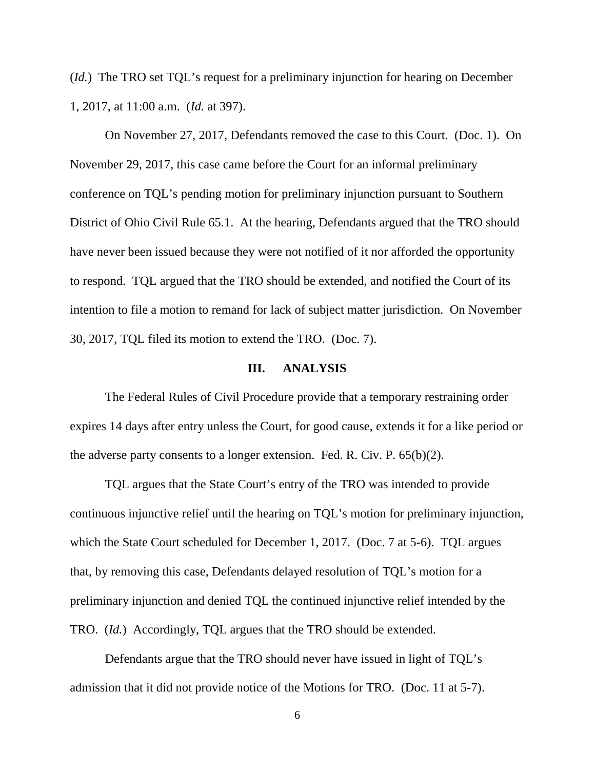(*Id.*) The TRO set TQL's request for a preliminary injunction for hearing on December 1, 2017, at 11:00 a.m. (*Id.* at 397).

On November 27, 2017, Defendants removed the case to this Court. (Doc. 1). On November 29, 2017, this case came before the Court for an informal preliminary conference on TQL's pending motion for preliminary injunction pursuant to Southern District of Ohio Civil Rule 65.1. At the hearing, Defendants argued that the TRO should have never been issued because they were not notified of it nor afforded the opportunity to respond. TQL argued that the TRO should be extended, and notified the Court of its intention to file a motion to remand for lack of subject matter jurisdiction. On November 30, 2017, TQL filed its motion to extend the TRO. (Doc. 7).

## III. ANALYSIS

The Federal Rules of Civil Procedure provide that a temporary restraining order expires 14 days after entry unless the Court, for good cause, extends it for a like period or the adverse party consents to a longer extension. Fed. R. Civ. P. 65(b)(2).

TQL argues that the State Court's entry of the TRO was intended to provide continuous injunctive relief until the hearing on TQL's motion for preliminary injunction, which the State Court scheduled for December 1, 2017. (Doc. 7 at 5-6). TQL argues that, by removing this case, Defendants delayed resolution of TQL's motion for a preliminary injunction and denied TQL the continued injunctive relief intended by the TRO. (*Id.*) Accordingly, TQL argues that the TRO should be extended.

Defendants argue that the TRO should never have issued in light of TQL's admission that it did not provide notice of the Motions for TRO. (Doc. 11 at 5-7).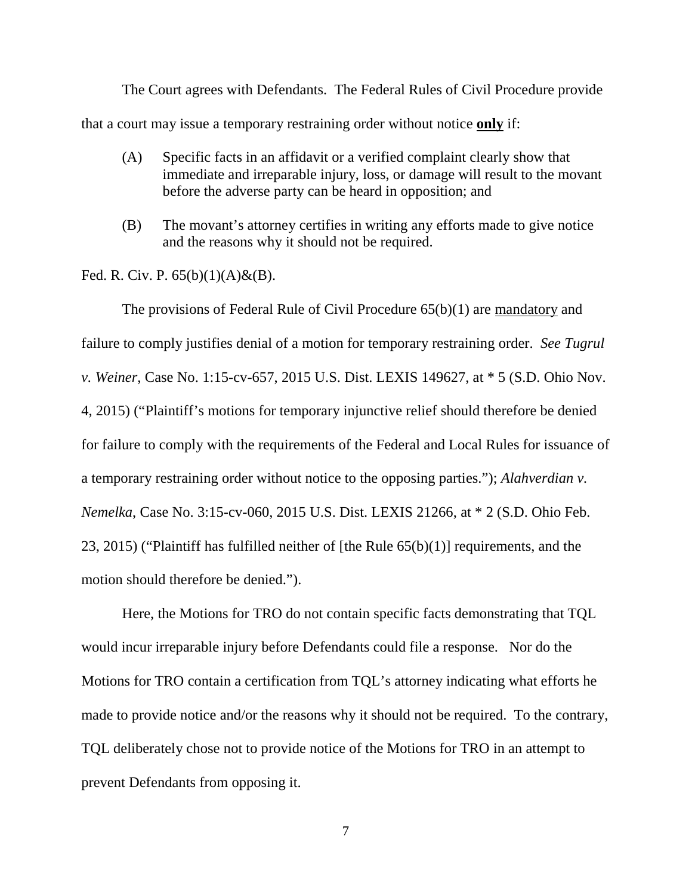The Court agrees with Defendants. The Federal Rules of Civil Procedure provide that a court may issue a temporary restraining order without notice **<u>only</u>** if:

> (A) Specific facts in an affidavit or a verified complaint clearly show that immediate and irreparable injury, loss, or damage will result to the movant before the adverse party can be heard in opposition; and
>
> (B) The movant's attorney certifies in writing any efforts made to give notice and the reasons why it should not be required.

Fed. R. Civ. P. 65(b)(1)(A)&(B).

The provisions of Federal Rule of Civil Procedure 65(b)(1) are <u>mandatory</u> and failure to comply justifies denial of a motion for temporary restraining order. *See Tugrul v. Weiner*, Case No. 1:15-cv-657, 2015 U.S. Dist. LEXIS 149627, at * 5 (S.D. Ohio Nov. 4, 2015) ("Plaintiff's motions for temporary injunctive relief should therefore be denied for failure to comply with the requirements of the Federal and Local Rules for issuance of a temporary restraining order without notice to the opposing parties."); *Alahverdian v. Nemelka*, Case No. 3:15-cv-060, 2015 U.S. Dist. LEXIS 21266, at * 2 (S.D. Ohio Feb. 23, 2015) ("Plaintiff has fulfilled neither of [the Rule 65(b)(1)] requirements, and the motion should therefore be denied.").

Here, the Motions for TRO do not contain specific facts demonstrating that TQL would incur irreparable injury before Defendants could file a response. Nor do the Motions for TRO contain a certification from TQL's attorney indicating what efforts he made to provide notice and/or the reasons why it should not be required. To the contrary, TQL deliberately chose not to provide notice of the Motions for TRO in an attempt to prevent Defendants from opposing it.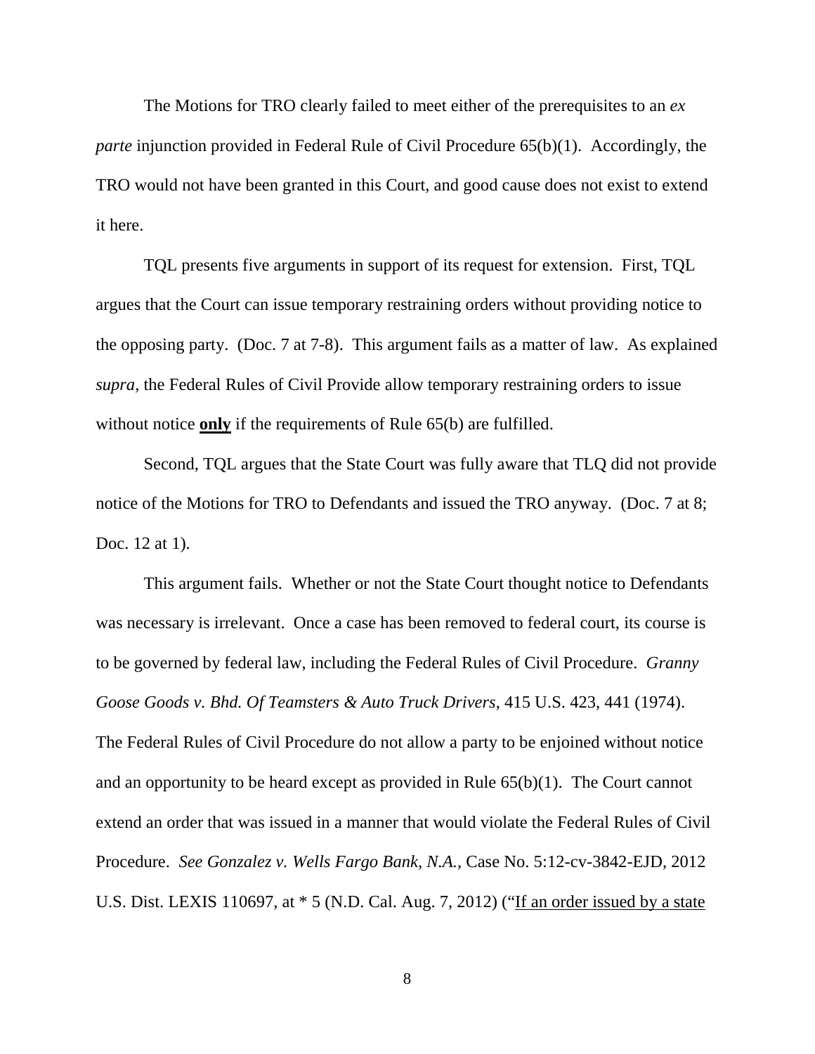The Motions for TRO clearly failed to meet either of the prerequisites to an *ex parte* injunction provided in Federal Rule of Civil Procedure 65(b)(1). Accordingly, the TRO would not have been granted in this Court, and good cause does not exist to extend it here.

TQL presents five arguments in support of its request for extension. First, TQL argues that the Court can issue temporary restraining orders without providing notice to the opposing party. (Doc. 7 at 7-8). This argument fails as a matter of law. As explained *supra*, the Federal Rules of Civil Provide allow temporary restraining orders to issue without notice <u>**only**</u> if the requirements of Rule 65(b) are fulfilled.

Second, TQL argues that the State Court was fully aware that TLQ did not provide notice of the Motions for TRO to Defendants and issued the TRO anyway. (Doc. 7 at 8; Doc. 12 at 1).

This argument fails. Whether or not the State Court thought notice to Defendants was necessary is irrelevant. Once a case has been removed to federal court, its course is to be governed by federal law, including the Federal Rules of Civil Procedure. *Granny Goose Goods v. Bhd. Of Teamsters & Auto Truck Drivers*, 415 U.S. 423, 441 (1974). The Federal Rules of Civil Procedure do not allow a party to be enjoined without notice and an opportunity to be heard except as provided in Rule 65(b)(1). The Court cannot extend an order that was issued in a manner that would violate the Federal Rules of Civil Procedure. *See Gonzalez v. Wells Fargo Bank, N.A.*, Case No. 5:12-cv-3842-EJD, 2012 U.S. Dist. LEXIS 110697, at * 5 (N.D. Cal. Aug. 7, 2012) ("<u>If an order issued by a state</u>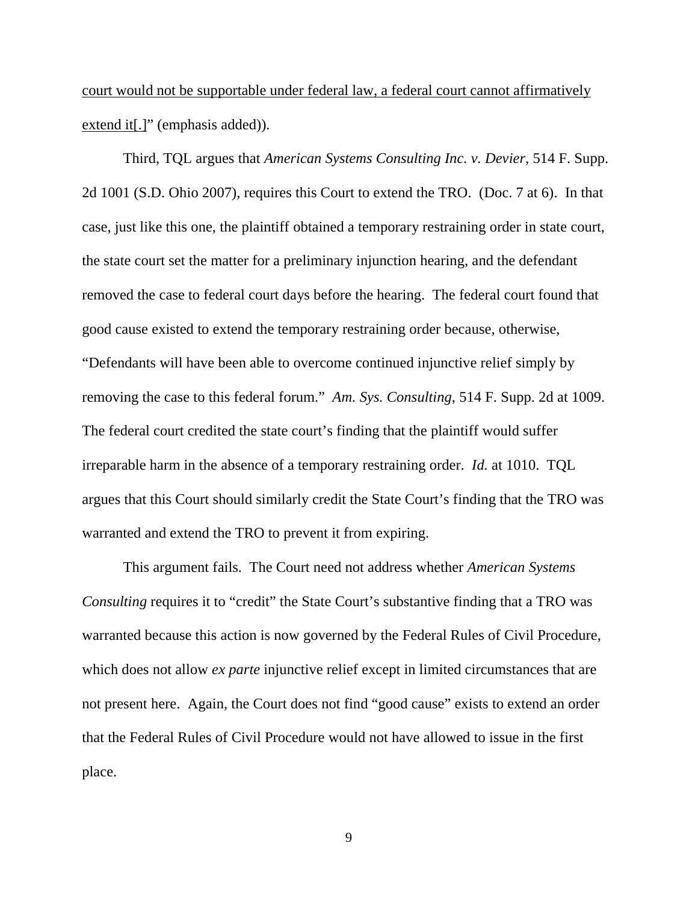court would not be supportable under federal law, a federal court cannot affirmatively extend it[.]" (emphasis added)).

Third, TQL argues that *American Systems Consulting Inc. v. Devier*, 514 F. Supp. 2d 1001 (S.D. Ohio 2007), requires this Court to extend the TRO. (Doc. 7 at 6). In that case, just like this one, the plaintiff obtained a temporary restraining order in state court, the state court set the matter for a preliminary injunction hearing, and the defendant removed the case to federal court days before the hearing. The federal court found that good cause existed to extend the temporary restraining order because, otherwise, "Defendants will have been able to overcome continued injunctive relief simply by removing the case to this federal forum." *Am. Sys. Consulting*, 514 F. Supp. 2d at 1009. The federal court credited the state court's finding that the plaintiff would suffer irreparable harm in the absence of a temporary restraining order. *Id.* at 1010. TQL argues that this Court should similarly credit the State Court's finding that the TRO was warranted and extend the TRO to prevent it from expiring.

This argument fails. The Court need not address whether *American Systems Consulting* requires it to "credit" the State Court's substantive finding that a TRO was warranted because this action is now governed by the Federal Rules of Civil Procedure, which does not allow *ex parte* injunctive relief except in limited circumstances that are not present here. Again, the Court does not find "good cause" exists to extend an order that the Federal Rules of Civil Procedure would not have allowed to issue in the first place.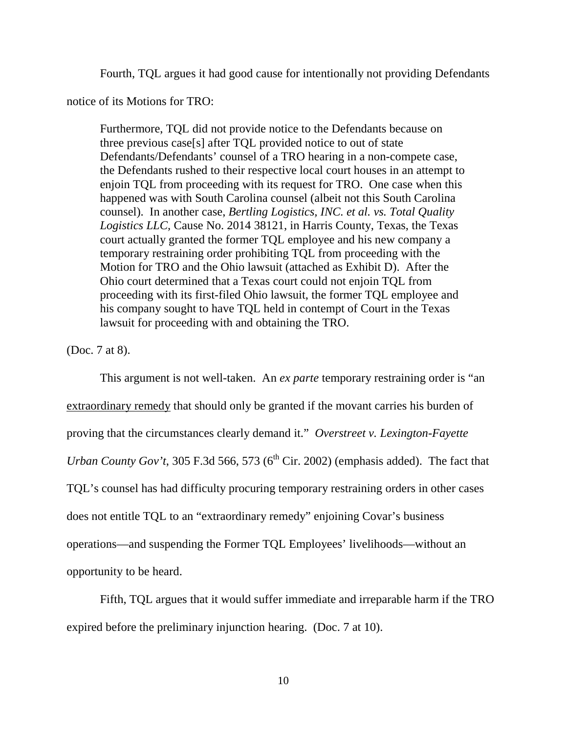Fourth, TQL argues it had good cause for intentionally not providing Defendants notice of its Motions for TRO:

> Furthermore, TQL did not provide notice to the Defendants because on three previous case[s] after TQL provided notice to out of state Defendants/Defendants' counsel of a TRO hearing in a non-compete case, the Defendants rushed to their respective local court houses in an attempt to enjoin TQL from proceeding with its request for TRO. One case when this happened was with South Carolina counsel (albeit not this South Carolina counsel). In another case, *Bertling Logistics, INC. et al. vs. Total Quality Logistics LLC*, Cause No. 2014 38121, in Harris County, Texas, the Texas court actually granted the former TQL employee and his new company a temporary restraining order prohibiting TQL from proceeding with the Motion for TRO and the Ohio lawsuit (attached as Exhibit D). After the Ohio court determined that a Texas court could not enjoin TQL from proceeding with its first-filed Ohio lawsuit, the former TQL employee and his company sought to have TQL held in contempt of Court in the Texas lawsuit for proceeding with and obtaining the TRO.

(Doc. 7 at 8).

This argument is not well-taken. An *ex parte* temporary restraining order is "an <u>extraordinary remedy</u> that should only be granted if the movant carries his burden of proving that the circumstances clearly demand it." *Overstreet v. Lexington-Fayette Urban County Gov't*, 305 F.3d 566, 573 (6th Cir. 2002) (emphasis added). The fact that TQL's counsel has had difficulty procuring temporary restraining orders in other cases does not entitle TQL to an "extraordinary remedy" enjoining Covar's business operations—and suspending the Former TQL Employees' livelihoods—without an opportunity to be heard.

Fifth, TQL argues that it would suffer immediate and irreparable harm if the TRO expired before the preliminary injunction hearing. (Doc. 7 at 10).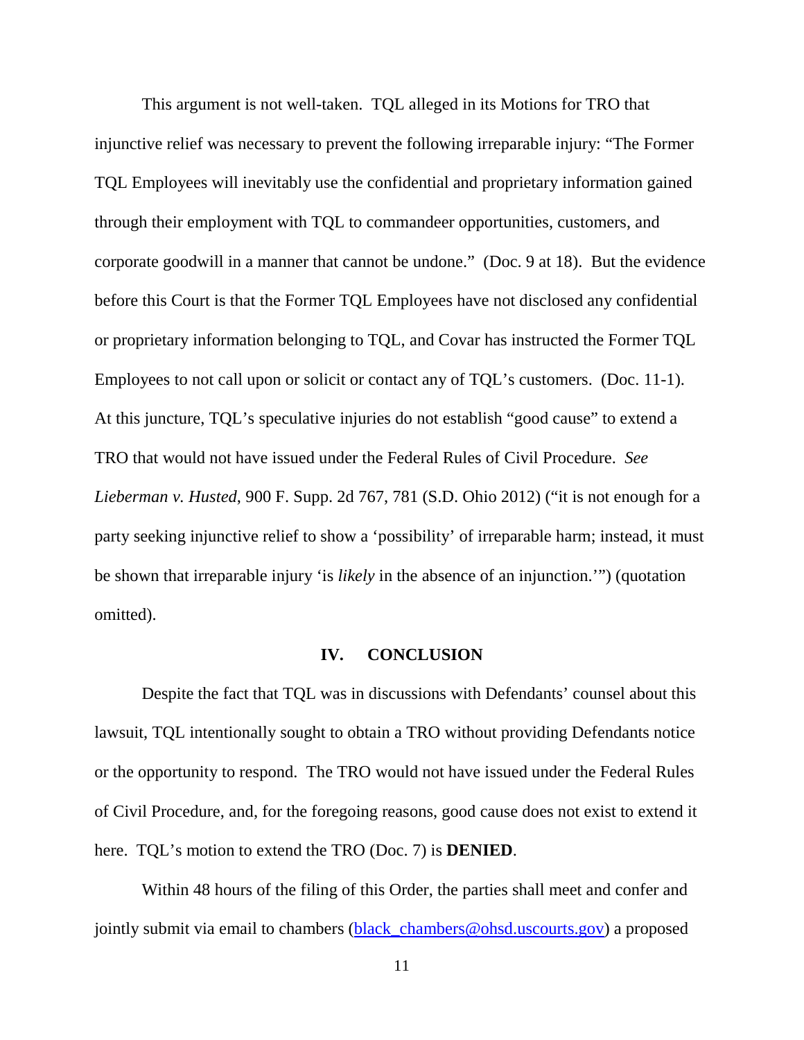This argument is not well-taken. TQL alleged in its Motions for TRO that injunctive relief was necessary to prevent the following irreparable injury: "The Former TQL Employees will inevitably use the confidential and proprietary information gained through their employment with TQL to commandeer opportunities, customers, and corporate goodwill in a manner that cannot be undone." (Doc. 9 at 18). But the evidence before this Court is that the Former TQL Employees have not disclosed any confidential or proprietary information belonging to TQL, and Covar has instructed the Former TQL Employees to not call upon or solicit or contact any of TQL's customers. (Doc. 11-1). At this juncture, TQL's speculative injuries do not establish "good cause" to extend a TRO that would not have issued under the Federal Rules of Civil Procedure. *See Lieberman v. Husted*, 900 F. Supp. 2d 767, 781 (S.D. Ohio 2012) ("it is not enough for a party seeking injunctive relief to show a 'possibility' of irreparable harm; instead, it must be shown that irreparable injury 'is *likely* in the absence of an injunction.'") (quotation omitted).

## IV. CONCLUSION

Despite the fact that TQL was in discussions with Defendants' counsel about this lawsuit, TQL intentionally sought to obtain a TRO without providing Defendants notice or the opportunity to respond. The TRO would not have issued under the Federal Rules of Civil Procedure, and, for the foregoing reasons, good cause does not exist to extend it here. TQL's motion to extend the TRO (Doc. 7) is **DENIED**.

Within 48 hours of the filing of this Order, the parties shall meet and confer and jointly submit via email to chambers (black_chambers@ohsd.uscourts.gov) a proposed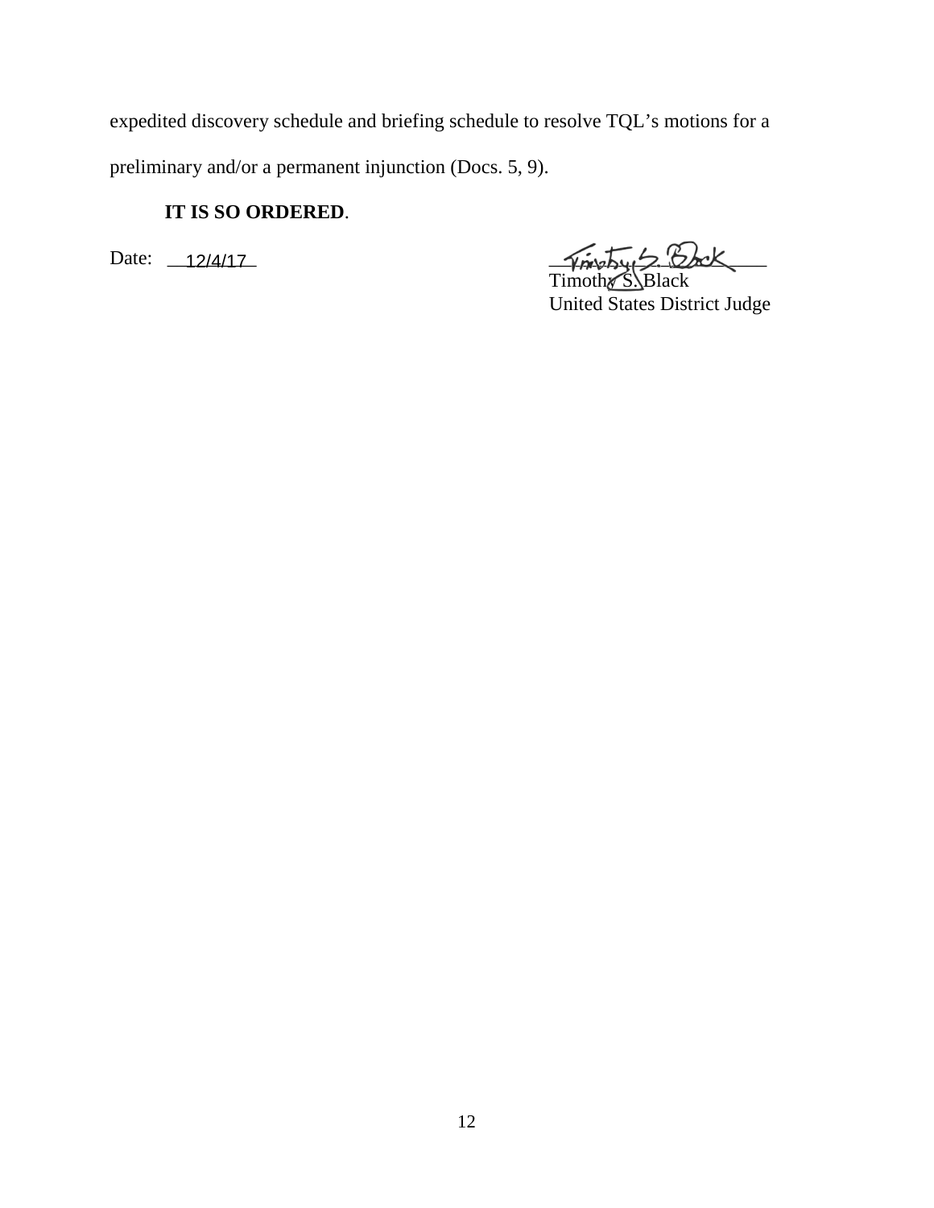expedited discovery schedule and briefing schedule to resolve TQL's motions for a preliminary and/or a permanent injunction (Docs. 5, 9).

**IT IS SO ORDERED**.

Date: 12/4/17

Timothy S. Black
United States District Judge